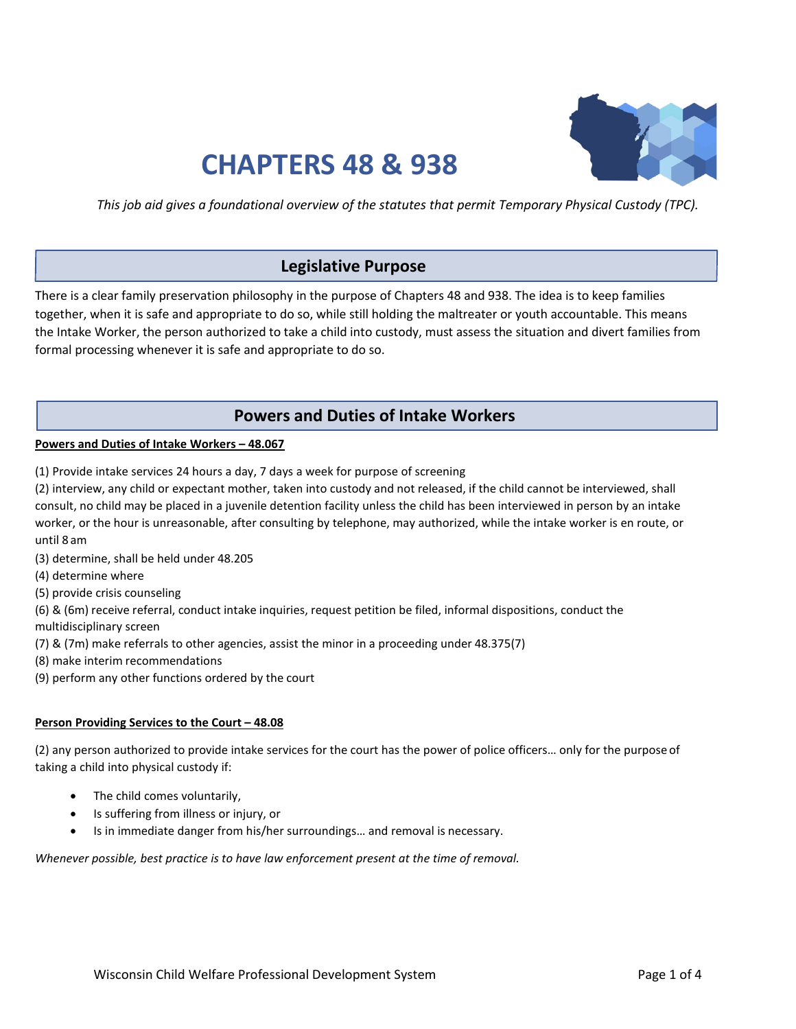# CHAPTERS 48 & 938

*This job aid gives a foundational overview of the statutes that permit Temporary Physical Custody (TPC).*

## Legislative Purpose

There is a clear family preservation philosophy in the purpose of Chapters 48 and 938. The idea is to keep families together, when it is safe and appropriate to do so, while still holding the maltreater or youth accountable. This means the Intake Worker, the person authorized to take a child into custody, must assess the situation and divert families from formal processing whenever it is safe and appropriate to do so.

## Powers and Duties of Intake Workers

**Powers and Duties of Intake Workers – 48.067**

(1) Provide intake services 24 hours a day, 7 days a week for purpose of screening
(2) interview, any child or expectant mother, taken into custody and not released, if the child cannot be interviewed, shall consult, no child may be placed in a juvenile detention facility unless the child has been interviewed in person by an intake worker, or the hour is unreasonable, after consulting by telephone, may authorized, while the intake worker is en route, or until 8 am
(3) determine, shall be held under 48.205
(4) determine where
(5) provide crisis counseling
(6) & (6m) receive referral, conduct intake inquiries, request petition be filed, informal dispositions, conduct the multidisciplinary screen
(7) & (7m) make referrals to other agencies, assist the minor in a proceeding under 48.375(7)
(8) make interim recommendations
(9) perform any other functions ordered by the court

**Person Providing Services to the Court – 48.08**

(2) any person authorized to provide intake services for the court has the power of police officers… only for the purpose of taking a child into physical custody if:

- The child comes voluntarily,
- Is suffering from illness or injury, or
- Is in immediate danger from his/her surroundings… and removal is necessary.

*Whenever possible, best practice is to have law enforcement present at the time of removal.*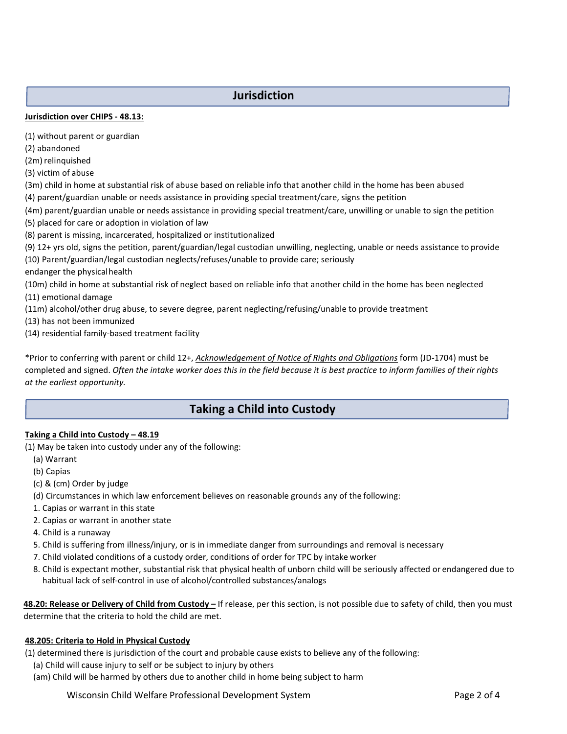## Jurisdiction

**Jurisdiction over CHIPS - 48.13:**

(1) without parent or guardian
(2) abandoned
(2m) relinquished
(3) victim of abuse
(3m) child in home at substantial risk of abuse based on reliable info that another child in the home has been abused
(4) parent/guardian unable or needs assistance in providing special treatment/care, signs the petition
(4m) parent/guardian unable or needs assistance in providing special treatment/care, unwilling or unable to sign the petition
(5) placed for care or adoption in violation of law
(8) parent is missing, incarcerated, hospitalized or institutionalized
(9) 12+ yrs old, signs the petition, parent/guardian/legal custodian unwilling, neglecting, unable or needs assistance to provide
(10) Parent/guardian/legal custodian neglects/refuses/unable to provide care; seriously endanger the physical health
(10m) child in home at substantial risk of neglect based on reliable info that another child in the home has been neglected
(11) emotional damage
(11m) alcohol/other drug abuse, to severe degree, parent neglecting/refusing/unable to provide treatment
(13) has not been immunized
(14) residential family-based treatment facility

*Prior to conferring with parent or child 12+, *Acknowledgement of Notice of Rights and Obligations* form (JD-1704) must be completed and signed. *Often the intake worker does this in the field because it is best practice to inform families of their rights at the earliest opportunity.*

## Taking a Child into Custody

**Taking a Child into Custody – 48.19**

(1) May be taken into custody under any of the following:

- (a) Warrant
- (b) Capias
- (c) & (cm) Order by judge
- (d) Circumstances in which law enforcement believes on reasonable grounds any of the following:
  1. Capias or warrant in this state
  2. Capias or warrant in another state
  4. Child is a runaway
  5. Child is suffering from illness/injury, or is in immediate danger from surroundings and removal is necessary
  7. Child violated conditions of a custody order, conditions of order for TPC by intake worker
  8. Child is expectant mother, substantial risk that physical health of unborn child will be seriously affected or endangered due to habitual lack of self-control in use of alcohol/controlled substances/analogs

**48.20: Release or Delivery of Child from Custody –** If release, per this section, is not possible due to safety of child, then you must determine that the criteria to hold the child are met.

**48.205: Criteria to Hold in Physical Custody**

(1) determined there is jurisdiction of the court and probable cause exists to believe any of the following:

- (a) Child will cause injury to self or be subject to injury by others
- (am) Child will be harmed by others due to another child in home being subject to harm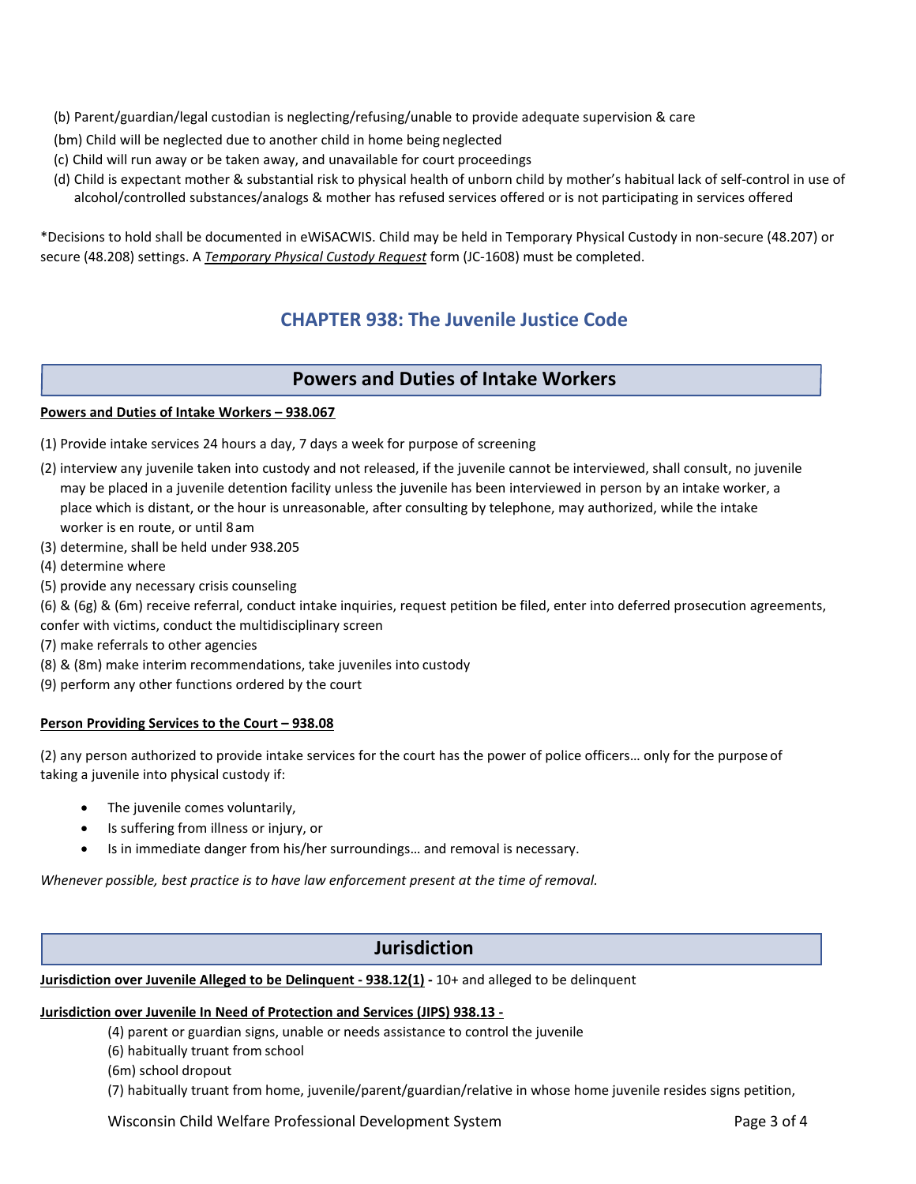(b) Parent/guardian/legal custodian is neglecting/refusing/unable to provide adequate supervision & care

(bm) Child will be neglected due to another child in home being neglected

(c) Child will run away or be taken away, and unavailable for court proceedings

(d) Child is expectant mother & substantial risk to physical health of unborn child by mother's habitual lack of self-control in use of alcohol/controlled substances/analogs & mother has refused services offered or is not participating in services offered

*Decisions to hold shall be documented in eWiSACWIS. Child may be held in Temporary Physical Custody in non-secure (48.207) or secure (48.208) settings. A *Temporary Physical Custody Request* form (JC-1608) must be completed.

# CHAPTER 938: The Juvenile Justice Code

## Powers and Duties of Intake Workers

**Powers and Duties of Intake Workers – 938.067**

(1) Provide intake services 24 hours a day, 7 days a week for purpose of screening

(2) interview any juvenile taken into custody and not released, if the juvenile cannot be interviewed, shall consult, no juvenile may be placed in a juvenile detention facility unless the juvenile has been interviewed in person by an intake worker, a place which is distant, or the hour is unreasonable, after consulting by telephone, may authorized, while the intake worker is en route, or until 8 am

(3) determine, shall be held under 938.205

(4) determine where

(5) provide any necessary crisis counseling

(6) & (6g) & (6m) receive referral, conduct intake inquiries, request petition be filed, enter into deferred prosecution agreements, confer with victims, conduct the multidisciplinary screen

(7) make referrals to other agencies

(8) & (8m) make interim recommendations, take juveniles into custody

(9) perform any other functions ordered by the court

**Person Providing Services to the Court – 938.08**

(2) any person authorized to provide intake services for the court has the power of police officers… only for the purpose of taking a juvenile into physical custody if:

- The juvenile comes voluntarily,
- Is suffering from illness or injury, or
- Is in immediate danger from his/her surroundings… and removal is necessary.

*Whenever possible, best practice is to have law enforcement present at the time of removal.*

## Jurisdiction

**Jurisdiction over Juvenile Alleged to be Delinquent - 938.12(1) -** 10+ and alleged to be delinquent

**Jurisdiction over Juvenile In Need of Protection and Services (JIPS) 938.13 -**

(4) parent or guardian signs, unable or needs assistance to control the juvenile

(6) habitually truant from school

(6m) school dropout

(7) habitually truant from home, juvenile/parent/guardian/relative in whose home juvenile resides signs petition,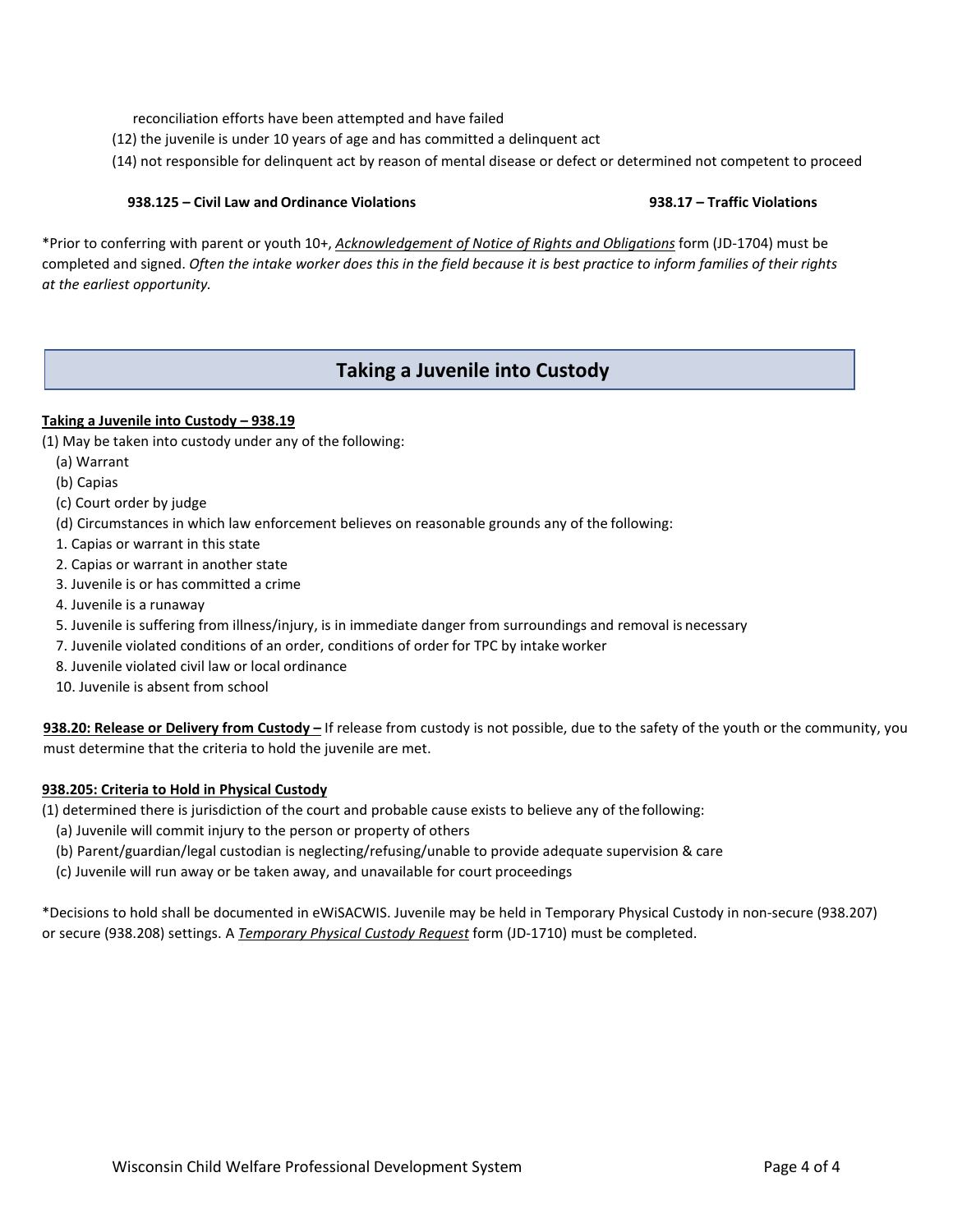reconciliation efforts have been attempted and have failed

(12) the juvenile is under 10 years of age and has committed a delinquent act

(14) not responsible for delinquent act by reason of mental disease or defect or determined not competent to proceed

**938.125 – Civil Law and Ordinance Violations**

**938.17 – Traffic Violations**

*Prior to conferring with parent or youth 10+, <u>*Acknowledgement of Notice of Rights and Obligations*</u> form (JD-1704) must be completed and signed. *Often the intake worker does this in the field because it is best practice to inform families of their rights at the earliest opportunity.*

## Taking a Juvenile into Custody

**<u>Taking a Juvenile into Custody – 938.19</u>**

(1) May be taken into custody under any of the following:

(a) Warrant
(b) Capias
(c) Court order by judge
(d) Circumstances in which law enforcement believes on reasonable grounds any of the following:

1. Capias or warrant in this state
2. Capias or warrant in another state
3. Juvenile is or has committed a crime
4. Juvenile is a runaway
5. Juvenile is suffering from illness/injury, is in immediate danger from surroundings and removal is necessary
7. Juvenile violated conditions of an order, conditions of order for TPC by intake worker
8. Juvenile violated civil law or local ordinance
10. Juvenile is absent from school

**<u>938.20: Release or Delivery from Custody –</u>** If release from custody is not possible, due to the safety of the youth or the community, you must determine that the criteria to hold the juvenile are met.

**<u>938.205: Criteria to Hold in Physical Custody</u>**

(1) determined there is jurisdiction of the court and probable cause exists to believe any of the following:

(a) Juvenile will commit injury to the person or property of others
(b) Parent/guardian/legal custodian is neglecting/refusing/unable to provide adequate supervision & care
(c) Juvenile will run away or be taken away, and unavailable for court proceedings

*Decisions to hold shall be documented in eWiSACWIS. Juvenile may be held in Temporary Physical Custody in non-secure (938.207) or secure (938.208) settings. A <u>*Temporary Physical Custody Request*</u> form (JD-1710) must be completed.